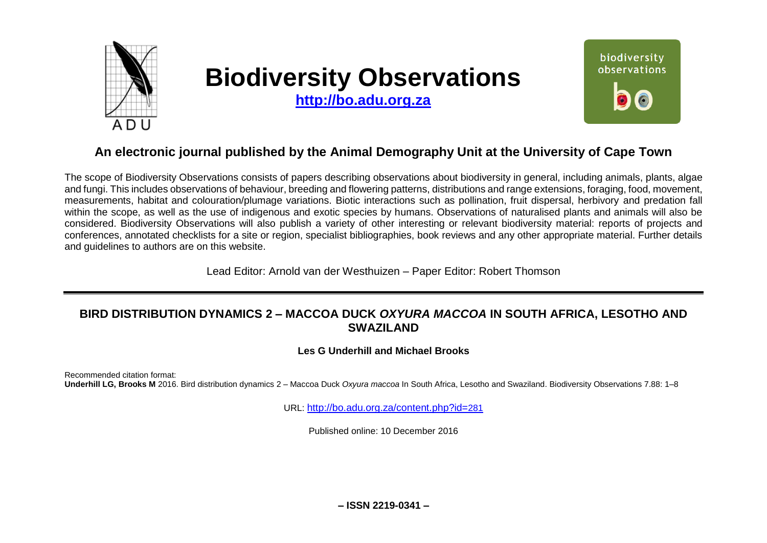# Biodiversity Observations

**http://bo.adu.org.za**

## An electronic journal published by the Animal Demography Unit at the University of Cape Town

The scope of Biodiversity Observations consists of papers describing observations about biodiversity in general, including animals, plants, algae and fungi. This includes observations of behaviour, breeding and flowering patterns, distributions and range extensions, foraging, food, movement, measurements, habitat and colouration/plumage variations. Biotic interactions such as pollination, fruit dispersal, herbivory and predation fall within the scope, as well as the use of indigenous and exotic species by humans. Observations of naturalised plants and animals will also be considered. Biodiversity Observations will also publish a variety of other interesting or relevant biodiversity material: reports of projects and conferences, annotated checklists for a site or region, specialist bibliographies, book reviews and any other appropriate material. Further details and guidelines to authors are on this website.

Lead Editor: Arnold van der Westhuizen – Paper Editor: Robert Thomson

---

## BIRD DISTRIBUTION DYNAMICS 2 – MACCOA DUCK *OXYURA MACCOA* IN SOUTH AFRICA, LESOTHO AND SWAZILAND

**Les G Underhill and Michael Brooks**

Recommended citation format:
**Underhill LG, Brooks M** 2016. Bird distribution dynamics 2 – Maccoa Duck *Oxyura maccoa* In South Africa, Lesotho and Swaziland. Biodiversity Observations 7.88: 1–8

URL: http://bo.adu.org.za/content.php?id=281

Published online: 10 December 2016

**– ISSN 2219-0341 –**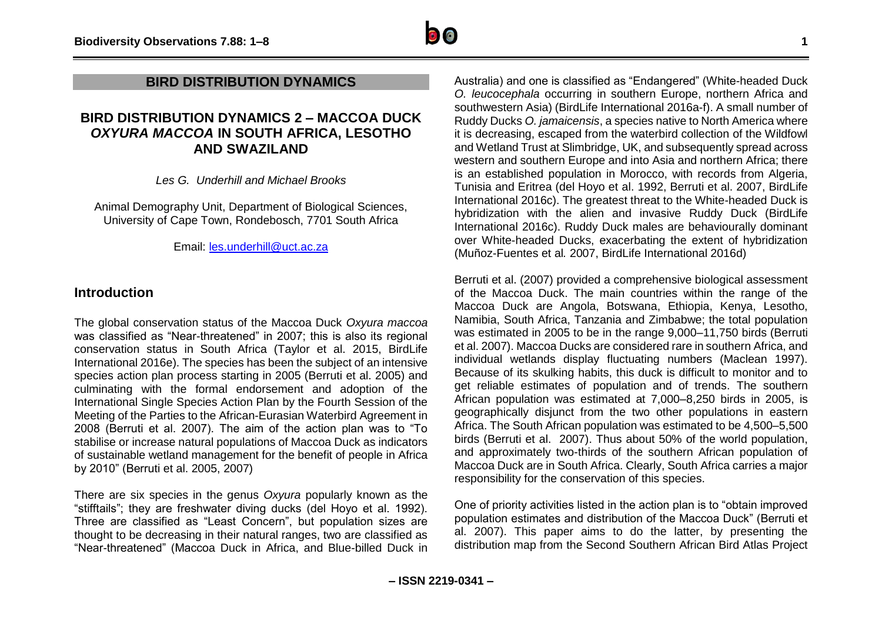## BIRD DISTRIBUTION DYNAMICS

# BIRD DISTRIBUTION DYNAMICS 2 – MACCOA DUCK *OXYURA MACCOA* IN SOUTH AFRICA, LESOTHO AND SWAZILAND

*Les G. Underhill and Michael Brooks*

Animal Demography Unit, Department of Biological Sciences, University of Cape Town, Rondebosch, 7701 South Africa

Email: les.underhill@uct.ac.za

## Introduction

The global conservation status of the Maccoa Duck *Oxyura maccoa* was classified as "Near-threatened" in 2007; this is also its regional conservation status in South Africa (Taylor et al. 2015, BirdLife International 2016e). The species has been the subject of an intensive species action plan process starting in 2005 (Berruti et al. 2005) and culminating with the formal endorsement and adoption of the International Single Species Action Plan by the Fourth Session of the Meeting of the Parties to the African-Eurasian Waterbird Agreement in 2008 (Berruti et al. 2007). The aim of the action plan was to "To stabilise or increase natural populations of Maccoa Duck as indicators of sustainable wetland management for the benefit of people in Africa by 2010" (Berruti et al. 2005, 2007)

There are six species in the genus *Oxyura* popularly known as the "stifftails"; they are freshwater diving ducks (del Hoyo et al. 1992). Three are classified as "Least Concern", but population sizes are thought to be decreasing in their natural ranges, two are classified as "Near-threatened" (Maccoa Duck in Africa, and Blue-billed Duck in Australia) and one is classified as "Endangered" (White-headed Duck *O. leucocephala* occurring in southern Europe, northern Africa and southwestern Asia) (BirdLife International 2016a-f). A small number of Ruddy Ducks *O. jamaicensis*, a species native to North America where it is decreasing, escaped from the waterbird collection of the Wildfowl and Wetland Trust at Slimbridge, UK, and subsequently spread across western and southern Europe and into Asia and northern Africa; there is an established population in Morocco, with records from Algeria, Tunisia and Eritrea (del Hoyo et al. 1992, Berruti et al. 2007, BirdLife International 2016c). The greatest threat to the White-headed Duck is hybridization with the alien and invasive Ruddy Duck (BirdLife International 2016c). Ruddy Duck males are behaviourally dominant over White-headed Ducks, exacerbating the extent of hybridization (Muñoz-Fuentes et al*.* 2007, BirdLife International 2016d)

Berruti et al. (2007) provided a comprehensive biological assessment of the Maccoa Duck. The main countries within the range of the Maccoa Duck are Angola, Botswana, Ethiopia, Kenya, Lesotho, Namibia, South Africa, Tanzania and Zimbabwe; the total population was estimated in 2005 to be in the range 9,000–11,750 birds (Berruti et al. 2007). Maccoa Ducks are considered rare in southern Africa, and individual wetlands display fluctuating numbers (Maclean 1997). Because of its skulking habits, this duck is difficult to monitor and to get reliable estimates of population and of trends. The southern African population was estimated at 7,000–8,250 birds in 2005, is geographically disjunct from the two other populations in eastern Africa. The South African population was estimated to be 4,500–5,500 birds (Berruti et al. 2007). Thus about 50% of the world population, and approximately two-thirds of the southern African population of Maccoa Duck are in South Africa. Clearly, South Africa carries a major responsibility for the conservation of this species.

One of priority activities listed in the action plan is to "obtain improved population estimates and distribution of the Maccoa Duck" (Berruti et al. 2007). This paper aims to do the latter, by presenting the distribution map from the Second Southern African Bird Atlas Project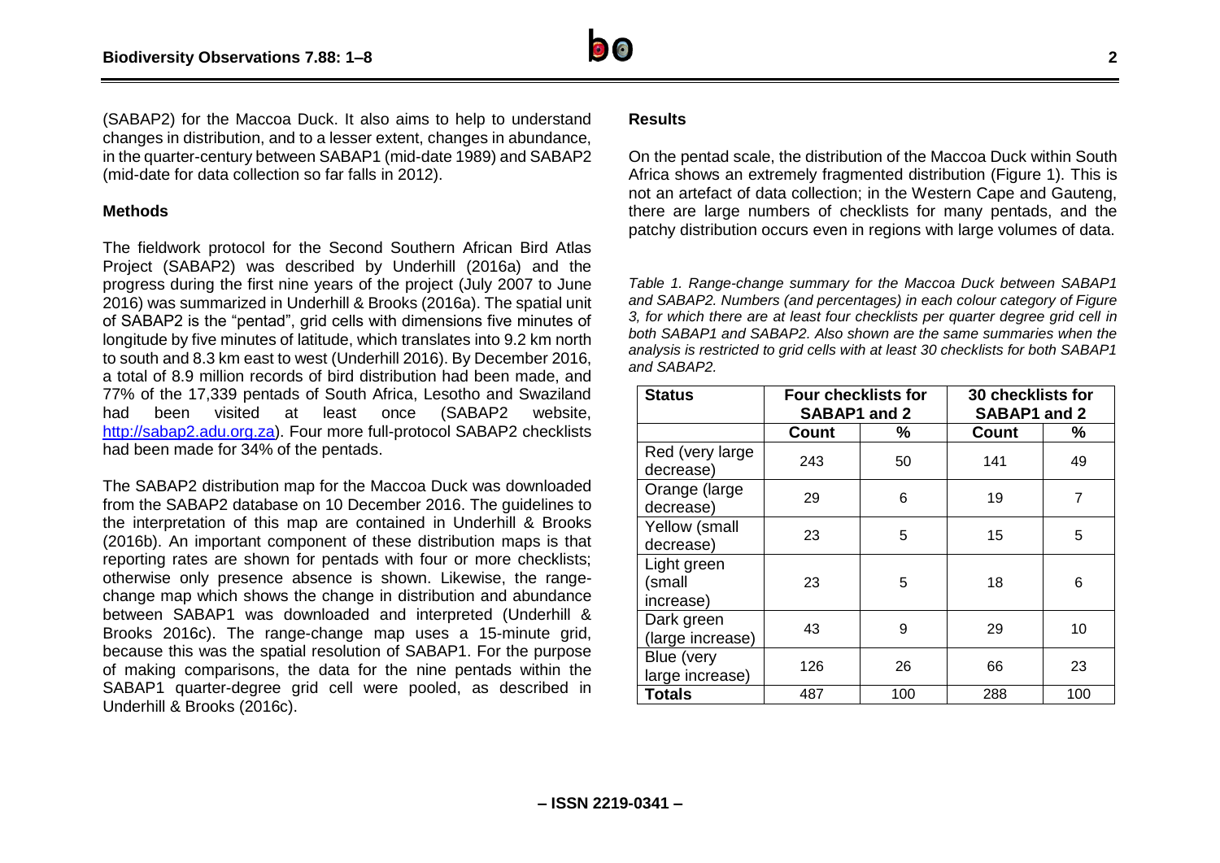(SABAP2) for the Maccoa Duck. It also aims to help to understand changes in distribution, and to a lesser extent, changes in abundance, in the quarter-century between SABAP1 (mid-date 1989) and SABAP2 (mid-date for data collection so far falls in 2012).

**Methods**

The fieldwork protocol for the Second Southern African Bird Atlas Project (SABAP2) was described by Underhill (2016a) and the progress during the first nine years of the project (July 2007 to June 2016) was summarized in Underhill & Brooks (2016a). The spatial unit of SABAP2 is the "pentad", grid cells with dimensions five minutes of longitude by five minutes of latitude, which translates into 9.2 km north to south and 8.3 km east to west (Underhill 2016). By December 2016, a total of 8.9 million records of bird distribution had been made, and 77% of the 17,339 pentads of South Africa, Lesotho and Swaziland had been visited at least once (SABAP2 website, http://sabap2.adu.org.za). Four more full-protocol SABAP2 checklists had been made for 34% of the pentads.

The SABAP2 distribution map for the Maccoa Duck was downloaded from the SABAP2 database on 10 December 2016. The guidelines to the interpretation of this map are contained in Underhill & Brooks (2016b). An important component of these distribution maps is that reporting rates are shown for pentads with four or more checklists; otherwise only presence absence is shown. Likewise, the range-change map which shows the change in distribution and abundance between SABAP1 was downloaded and interpreted (Underhill & Brooks 2016c). The range-change map uses a 15-minute grid, because this was the spatial resolution of SABAP1. For the purpose of making comparisons, the data for the nine pentads within the SABAP1 quarter-degree grid cell were pooled, as described in Underhill & Brooks (2016c).

**Results**

On the pentad scale, the distribution of the Maccoa Duck within South Africa shows an extremely fragmented distribution (Figure 1). This is not an artefact of data collection; in the Western Cape and Gauteng, there are large numbers of checklists for many pentads, and the patchy distribution occurs even in regions with large volumes of data.

*Table 1. Range-change summary for the Maccoa Duck between SABAP1 and SABAP2. Numbers (and percentages) in each colour category of Figure 3, for which there are at least four checklists per quarter degree grid cell in both SABAP1 and SABAP2. Also shown are the same summaries when the analysis is restricted to grid cells with at least 30 checklists for both SABAP1 and SABAP2.*

| **Status** | **Four checklists for SABAP1 and 2** | | **30 checklists for SABAP1 and 2** | |
|---|---|---|---|---|
| | **Count** | **%** | **Count** | **%** |
| Red (very large decrease) | 243 | 50 | 141 | 49 |
| Orange (large decrease) | 29 | 6 | 19 | 7 |
| Yellow (small decrease) | 23 | 5 | 15 | 5 |
| Light green (small increase) | 23 | 5 | 18 | 6 |
| Dark green (large increase) | 43 | 9 | 29 | 10 |
| Blue (very large increase) | 126 | 26 | 66 | 23 |
| **Totals** | 487 | 100 | 288 | 100 |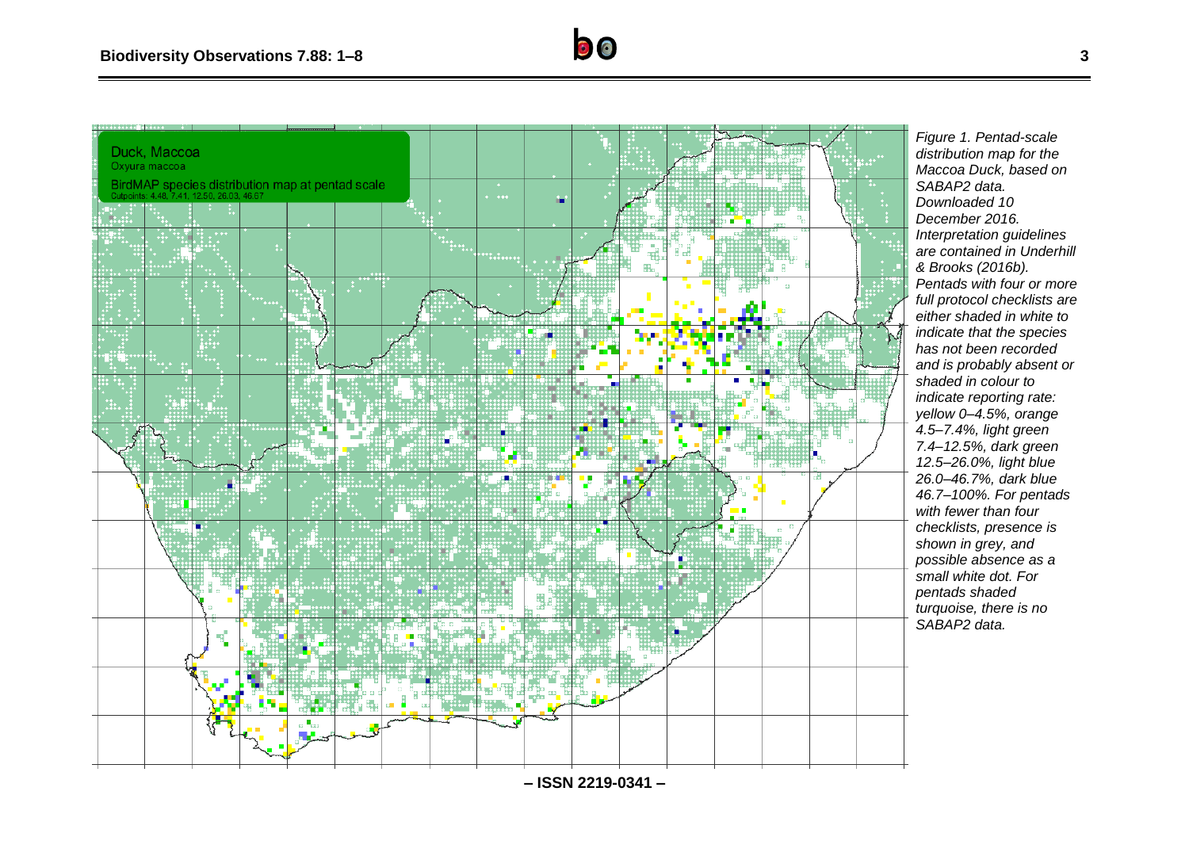Duck, Maccoa
Oxyura maccoa
BirdMAP species distribution map at pentad scale
Cutpoints: 4.48, 7.41, 12.50, 26.03, 46.67

*Figure 1. Pentad-scale distribution map for the Maccoa Duck, based on SABAP2 data. Downloaded 10 December 2016. Interpretation guidelines are contained in Underhill & Brooks (2016b). Pentads with four or more full protocol checklists are either shaded in white to indicate that the species has not been recorded and is probably absent or shaded in colour to indicate reporting rate: yellow 0–4.5%, orange 4.5–7.4%, light green 7.4–12.5%, dark green 12.5–26.0%, light blue 26.0–46.7%, dark blue 46.7–100%. For pentads with fewer than four checklists, presence is shown in grey, and possible absence as a small white dot. For pentads shaded turquoise, there is no SABAP2 data.*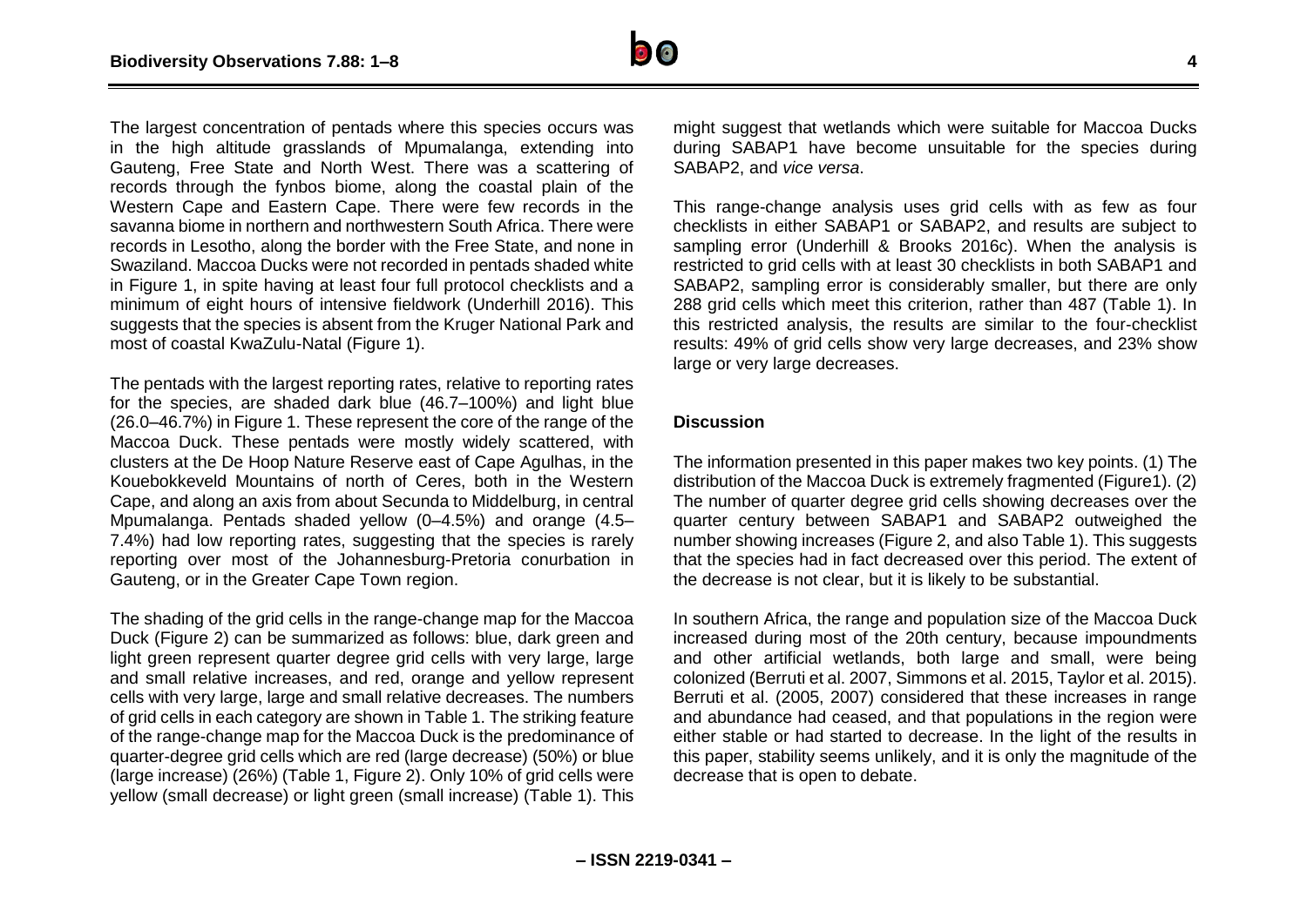The largest concentration of pentads where this species occurs was in the high altitude grasslands of Mpumalanga, extending into Gauteng, Free State and North West. There was a scattering of records through the fynbos biome, along the coastal plain of the Western Cape and Eastern Cape. There were few records in the savanna biome in northern and northwestern South Africa. There were records in Lesotho, along the border with the Free State, and none in Swaziland. Maccoa Ducks were not recorded in pentads shaded white in Figure 1, in spite having at least four full protocol checklists and a minimum of eight hours of intensive fieldwork (Underhill 2016). This suggests that the species is absent from the Kruger National Park and most of coastal KwaZulu-Natal (Figure 1).

The pentads with the largest reporting rates, relative to reporting rates for the species, are shaded dark blue (46.7–100%) and light blue (26.0–46.7%) in Figure 1. These represent the core of the range of the Maccoa Duck. These pentads were mostly widely scattered, with clusters at the De Hoop Nature Reserve east of Cape Agulhas, in the Kouebokkeveld Mountains of north of Ceres, both in the Western Cape, and along an axis from about Secunda to Middelburg, in central Mpumalanga. Pentads shaded yellow (0–4.5%) and orange (4.5–7.4%) had low reporting rates, suggesting that the species is rarely reporting over most of the Johannesburg-Pretoria conurbation in Gauteng, or in the Greater Cape Town region.

The shading of the grid cells in the range-change map for the Maccoa Duck (Figure 2) can be summarized as follows: blue, dark green and light green represent quarter degree grid cells with very large, large and small relative increases, and red, orange and yellow represent cells with very large, large and small relative decreases. The numbers of grid cells in each category are shown in Table 1. The striking feature of the range-change map for the Maccoa Duck is the predominance of quarter-degree grid cells which are red (large decrease) (50%) or blue (large increase) (26%) (Table 1, Figure 2). Only 10% of grid cells were yellow (small decrease) or light green (small increase) (Table 1). This might suggest that wetlands which were suitable for Maccoa Ducks during SABAP1 have become unsuitable for the species during SABAP2, and *vice versa*.

This range-change analysis uses grid cells with as few as four checklists in either SABAP1 or SABAP2, and results are subject to sampling error (Underhill & Brooks 2016c). When the analysis is restricted to grid cells with at least 30 checklists in both SABAP1 and SABAP2, sampling error is considerably smaller, but there are only 288 grid cells which meet this criterion, rather than 487 (Table 1). In this restricted analysis, the results are similar to the four-checklist results: 49% of grid cells show very large decreases, and 23% show large or very large decreases.

## Discussion

The information presented in this paper makes two key points. (1) The distribution of the Maccoa Duck is extremely fragmented (Figure1). (2) The number of quarter degree grid cells showing decreases over the quarter century between SABAP1 and SABAP2 outweighed the number showing increases (Figure 2, and also Table 1). This suggests that the species had in fact decreased over this period. The extent of the decrease is not clear, but it is likely to be substantial.

In southern Africa, the range and population size of the Maccoa Duck increased during most of the 20th century, because impoundments and other artificial wetlands, both large and small, were being colonized (Berruti et al. 2007, Simmons et al. 2015, Taylor et al. 2015). Berruti et al. (2005, 2007) considered that these increases in range and abundance had ceased, and that populations in the region were either stable or had started to decrease. In the light of the results in this paper, stability seems unlikely, and it is only the magnitude of the decrease that is open to debate.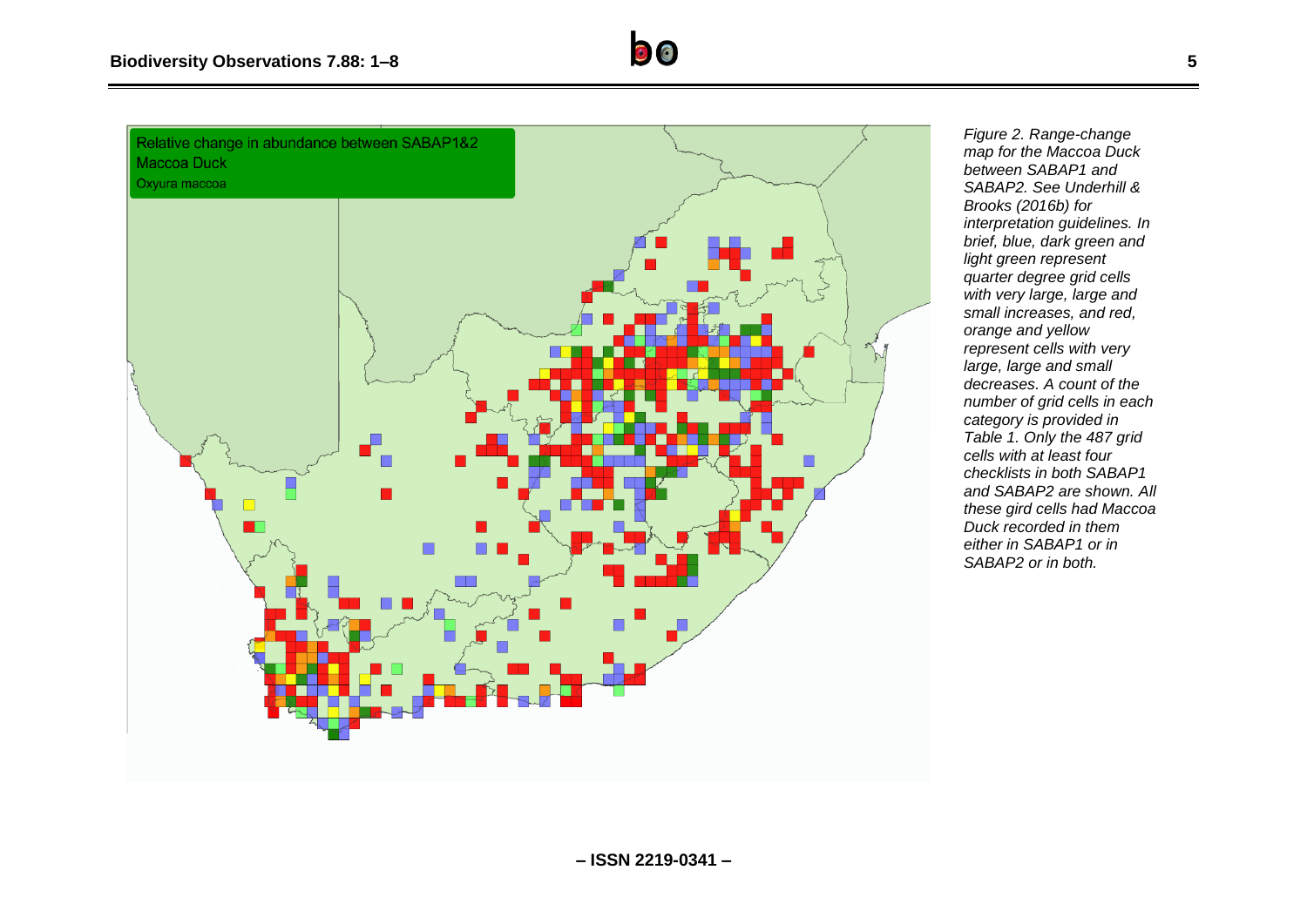Relative change in abundance between SABAP1&2
Maccoa Duck
Oxyura maccoa

*Figure 2. Range-change map for the Maccoa Duck between SABAP1 and SABAP2. See Underhill & Brooks (2016b) for interpretation guidelines. In brief, blue, dark green and light green represent quarter degree grid cells with very large, large and small increases, and red, orange and yellow represent cells with very large, large and small decreases. A count of the number of grid cells in each category is provided in Table 1. Only the 487 grid cells with at least four checklists in both SABAP1 and SABAP2 are shown. All these gird cells had Maccoa Duck recorded in them either in SABAP1 or in SABAP2 or in both.*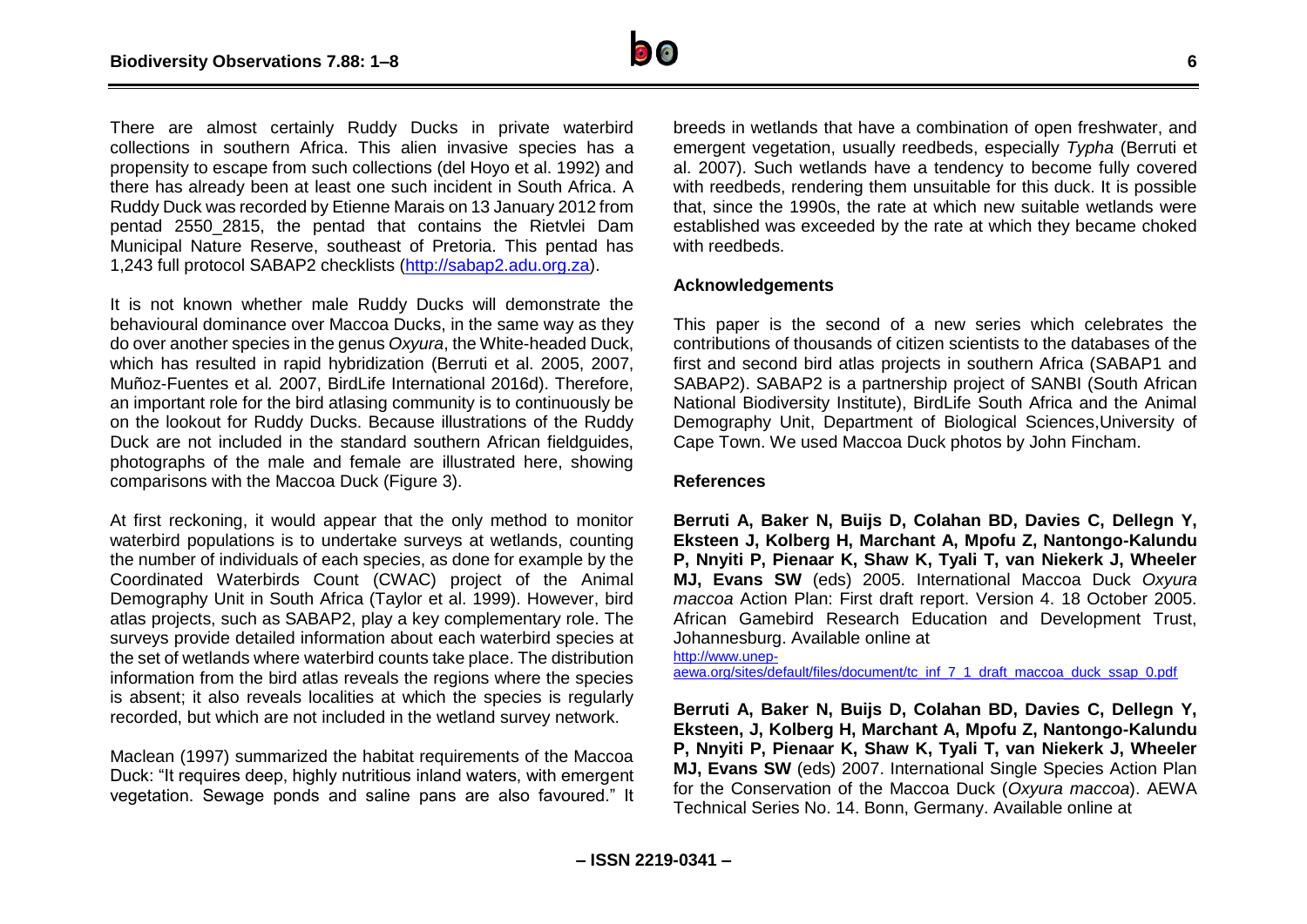There are almost certainly Ruddy Ducks in private waterbird collections in southern Africa. This alien invasive species has a propensity to escape from such collections (del Hoyo et al. 1992) and there has already been at least one such incident in South Africa. A Ruddy Duck was recorded by Etienne Marais on 13 January 2012 from pentad 2550_2815, the pentad that contains the Rietvlei Dam Municipal Nature Reserve, southeast of Pretoria. This pentad has 1,243 full protocol SABAP2 checklists (http://sabap2.adu.org.za).

It is not known whether male Ruddy Ducks will demonstrate the behavioural dominance over Maccoa Ducks, in the same way as they do over another species in the genus *Oxyura*, the White-headed Duck, which has resulted in rapid hybridization (Berruti et al. 2005, 2007, Muñoz-Fuentes et al*.* 2007, BirdLife International 2016d). Therefore, an important role for the bird atlasing community is to continuously be on the lookout for Ruddy Ducks. Because illustrations of the Ruddy Duck are not included in the standard southern African fieldguides, photographs of the male and female are illustrated here, showing comparisons with the Maccoa Duck (Figure 3).

At first reckoning, it would appear that the only method to monitor waterbird populations is to undertake surveys at wetlands, counting the number of individuals of each species, as done for example by the Coordinated Waterbirds Count (CWAC) project of the Animal Demography Unit in South Africa (Taylor et al. 1999). However, bird atlas projects, such as SABAP2, play a key complementary role. The surveys provide detailed information about each waterbird species at the set of wetlands where waterbird counts take place. The distribution information from the bird atlas reveals the regions where the species is absent; it also reveals localities at which the species is regularly recorded, but which are not included in the wetland survey network.

Maclean (1997) summarized the habitat requirements of the Maccoa Duck: "It requires deep, highly nutritious inland waters, with emergent vegetation. Sewage ponds and saline pans are also favoured." It breeds in wetlands that have a combination of open freshwater, and emergent vegetation, usually reedbeds, especially *Typha* (Berruti et al. 2007). Such wetlands have a tendency to become fully covered with reedbeds, rendering them unsuitable for this duck. It is possible that, since the 1990s, the rate at which new suitable wetlands were established was exceeded by the rate at which they became choked with reedbeds.

## Acknowledgements

This paper is the second of a new series which celebrates the contributions of thousands of citizen scientists to the databases of the first and second bird atlas projects in southern Africa (SABAP1 and SABAP2). SABAP2 is a partnership project of SANBI (South African National Biodiversity Institute), BirdLife South Africa and the Animal Demography Unit, Department of Biological Sciences,University of Cape Town. We used Maccoa Duck photos by John Fincham.

## References

**Berruti A, Baker N, Buijs D, Colahan BD, Davies C, Dellegn Y, Eksteen J, Kolberg H, Marchant A, Mpofu Z, Nantongo-Kalundu P, Nnyiti P, Pienaar K, Shaw K, Tyali T, van Niekerk J, Wheeler MJ, Evans SW** (eds) 2005. International Maccoa Duck *Oxyura maccoa* Action Plan: First draft report. Version 4. 18 October 2005. African Gamebird Research Education and Development Trust, Johannesburg. Available online at http://www.unep-aewa.org/sites/default/files/document/tc_inf_7_1_draft_maccoa_duck_ssap_0.pdf

**Berruti A, Baker N, Buijs D, Colahan BD, Davies C, Dellegn Y, Eksteen, J, Kolberg H, Marchant A, Mpofu Z, Nantongo-Kalundu P, Nnyiti P, Pienaar K, Shaw K, Tyali T, van Niekerk J, Wheeler MJ, Evans SW** (eds) 2007. International Single Species Action Plan for the Conservation of the Maccoa Duck (*Oxyura maccoa*). AEWA Technical Series No. 14. Bonn, Germany. Available online at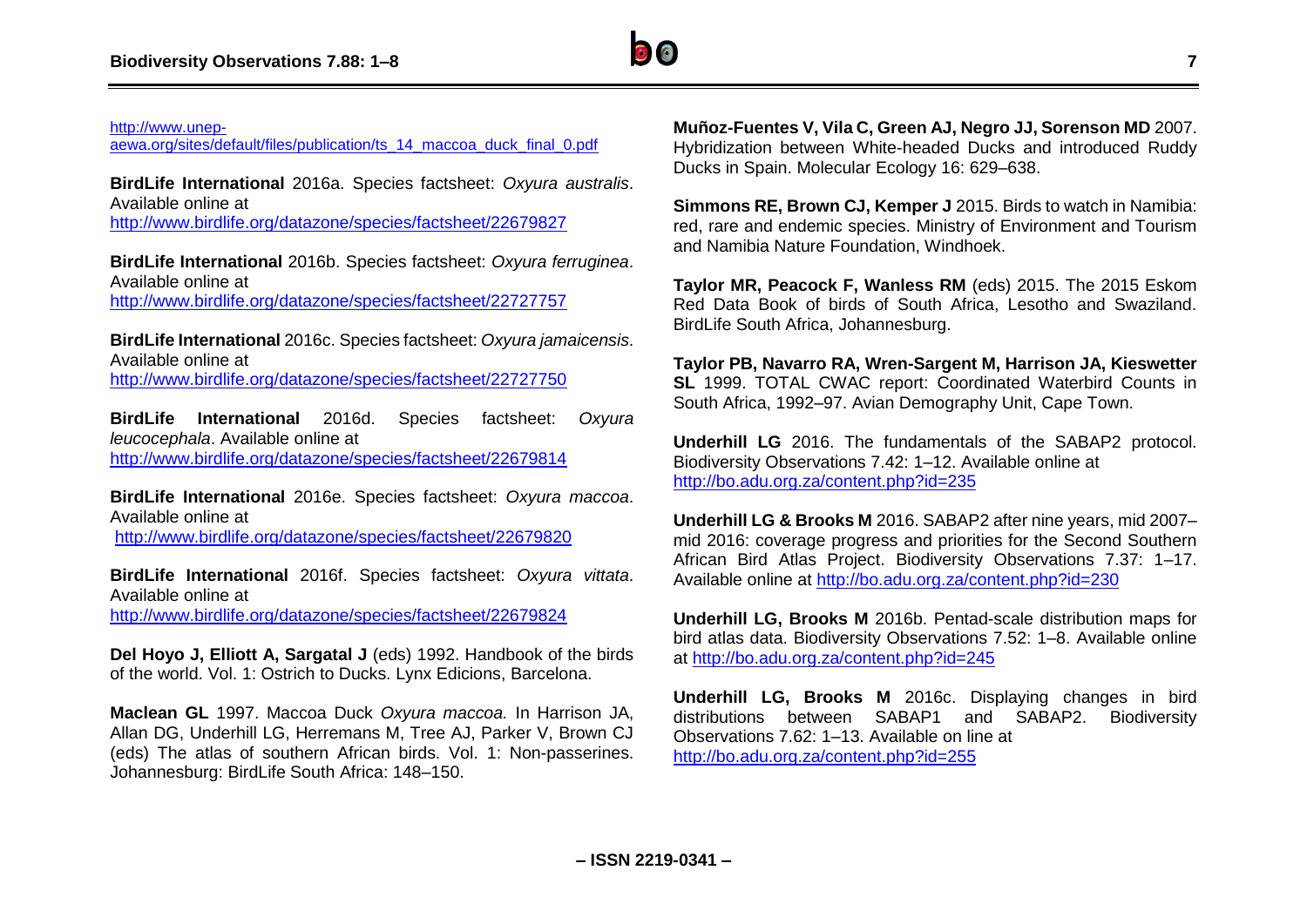http://www.unep-aewa.org/sites/default/files/publication/ts_14_maccoa_duck_final_0.pdf

**BirdLife International** 2016a. Species factsheet: *Oxyura australis*. Available online at http://www.birdlife.org/datazone/species/factsheet/22679827

**BirdLife International** 2016b. Species factsheet: *Oxyura ferruginea*. Available online at http://www.birdlife.org/datazone/species/factsheet/22727757

**BirdLife International** 2016c. Species factsheet: *Oxyura jamaicensis*. Available online at http://www.birdlife.org/datazone/species/factsheet/22727750

**BirdLife International** 2016d. Species factsheet: *Oxyura leucocephala*. Available online at http://www.birdlife.org/datazone/species/factsheet/22679814

**BirdLife International** 2016e. Species factsheet: *Oxyura maccoa*. Available online at http://www.birdlife.org/datazone/species/factsheet/22679820

**BirdLife International** 2016f. Species factsheet: *Oxyura vittata*. Available online at http://www.birdlife.org/datazone/species/factsheet/22679824

**Del Hoyo J, Elliott A, Sargatal J** (eds) 1992. Handbook of the birds of the world. Vol. 1: Ostrich to Ducks. Lynx Edicions, Barcelona.

**Maclean GL** 1997. Maccoa Duck *Oxyura maccoa.* In Harrison JA, Allan DG, Underhill LG, Herremans M, Tree AJ, Parker V, Brown CJ (eds) The atlas of southern African birds. Vol. 1: Non-passerines. Johannesburg: BirdLife South Africa: 148–150.

**Muñoz-Fuentes V, Vila C, Green AJ, Negro JJ, Sorenson MD** 2007. Hybridization between White-headed Ducks and introduced Ruddy Ducks in Spain. Molecular Ecology 16: 629–638.

**Simmons RE, Brown CJ, Kemper J** 2015. Birds to watch in Namibia: red, rare and endemic species. Ministry of Environment and Tourism and Namibia Nature Foundation, Windhoek.

**Taylor MR, Peacock F, Wanless RM** (eds) 2015. The 2015 Eskom Red Data Book of birds of South Africa, Lesotho and Swaziland. BirdLife South Africa, Johannesburg.

**Taylor PB, Navarro RA, Wren-Sargent M, Harrison JA, Kieswetter SL** 1999. TOTAL CWAC report: Coordinated Waterbird Counts in South Africa, 1992–97. Avian Demography Unit, Cape Town.

**Underhill LG** 2016. The fundamentals of the SABAP2 protocol. Biodiversity Observations 7.42: 1–12. Available online at http://bo.adu.org.za/content.php?id=235

**Underhill LG & Brooks M** 2016. SABAP2 after nine years, mid 2007–mid 2016: coverage progress and priorities for the Second Southern African Bird Atlas Project. Biodiversity Observations 7.37: 1–17. Available online at http://bo.adu.org.za/content.php?id=230

**Underhill LG, Brooks M** 2016b. Pentad-scale distribution maps for bird atlas data. Biodiversity Observations 7.52: 1–8. Available online at http://bo.adu.org.za/content.php?id=245

**Underhill LG, Brooks M** 2016c. Displaying changes in bird distributions between SABAP1 and SABAP2. Biodiversity Observations 7.62: 1–13. Available on line at http://bo.adu.org.za/content.php?id=255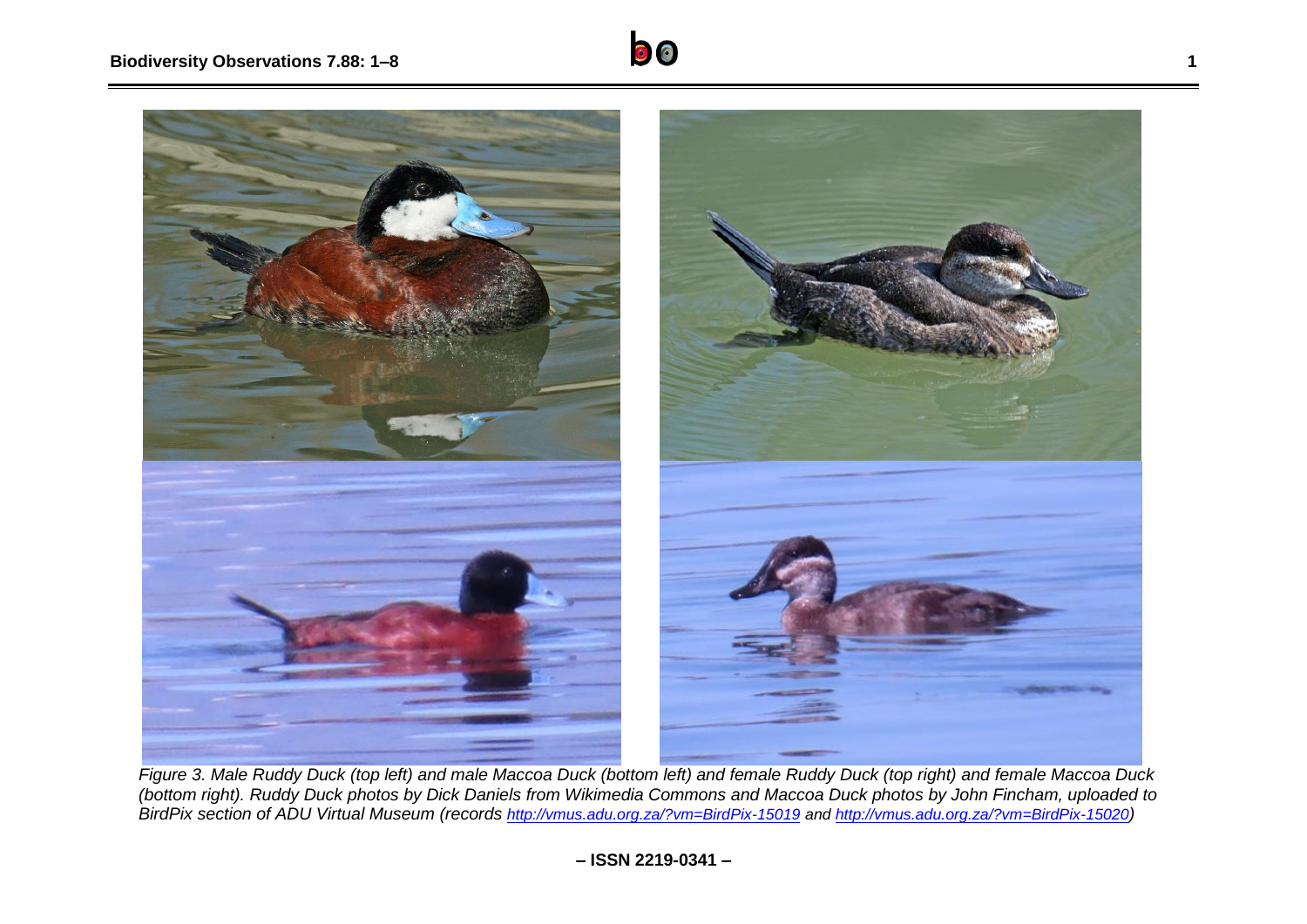*Figure 3. Male Ruddy Duck (top left) and male Maccoa Duck (bottom left) and female Ruddy Duck (top right) and female Maccoa Duck (bottom right). Ruddy Duck photos by Dick Daniels from Wikimedia Commons and Maccoa Duck photos by John Fincham, uploaded to BirdPix section of ADU Virtual Museum (records [http://vmus.adu.org.za/?vm=BirdPix-15019](http://vmus.adu.org.za/?vm=BirdPix-15019) and [http://vmus.adu.org.za/?vm=BirdPix-15020](http://vmus.adu.org.za/?vm=BirdPix-15020))*

– ISSN 2219-0341 –